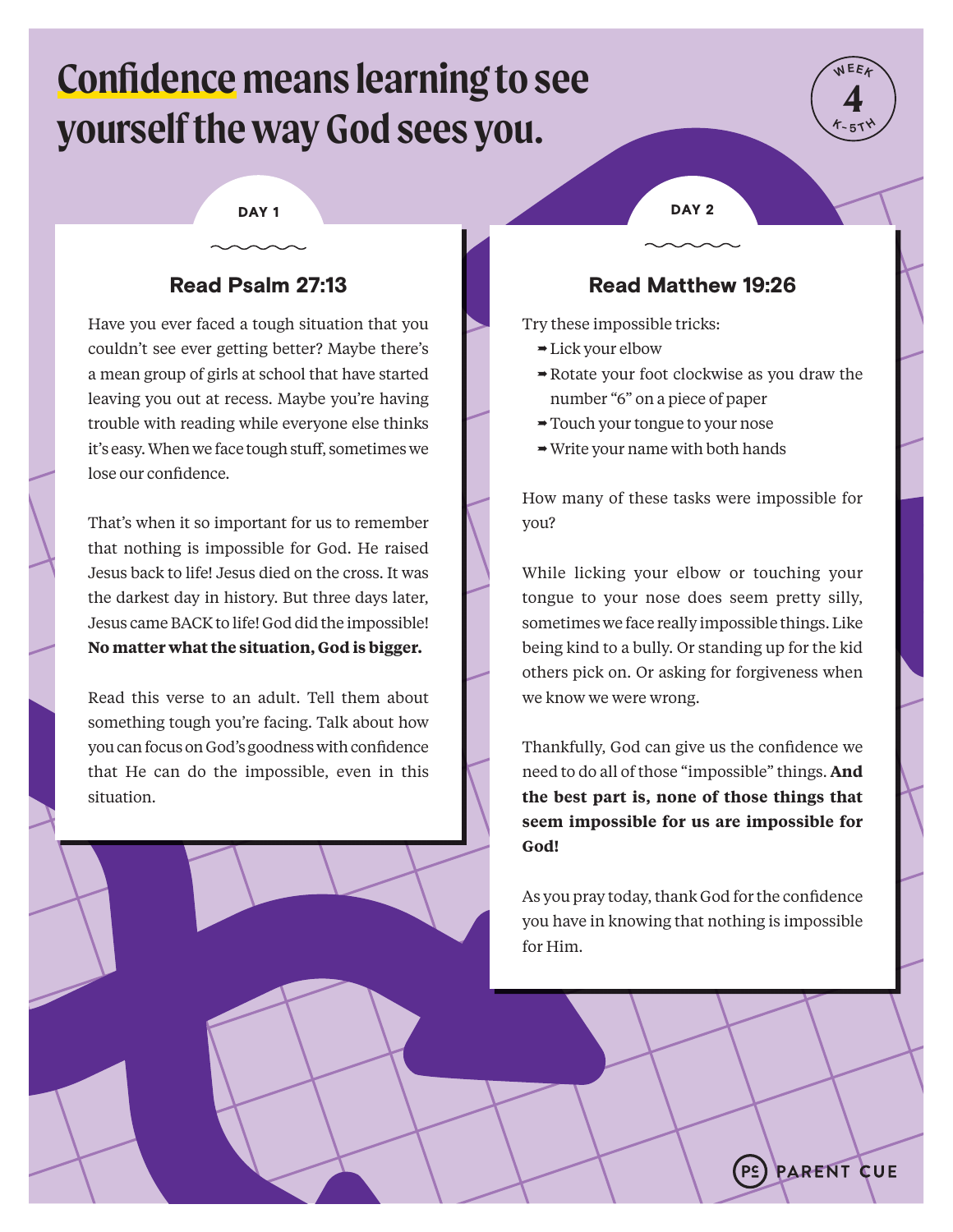# Confidence means learning to see yourself the way God sees you.

WEEK 4 K-5TH

## DAY 1

### Read Psalm 27:13

Have you ever faced a tough situation that you couldn't see ever getting better? Maybe there's a mean group of girls at school that have started leaving you out at recess. Maybe you're having trouble with reading while everyone else thinks it's easy. When we face tough stuff, sometimes we lose our confidence.

That's when it so important for us to remember that nothing is impossible for God. He raised Jesus back to life! Jesus died on the cross. It was the darkest day in history. But three days later, Jesus came BACK to life! God did the impossible! **No matter what the situation, God is bigger.**

Read this verse to an adult. Tell them about something tough you're facing. Talk about how you can focus on God's goodness with confidence that He can do the impossible, even in this situation.

## DAY 2

### Read Matthew 19:26

Try these impossible tricks:

- Lick your elbow
- Rotate your foot clockwise as you draw the number "6" on a piece of paper
- Touch your tongue to your nose
- Write your name with both hands

How many of these tasks were impossible for you?

While licking your elbow or touching your tongue to your nose does seem pretty silly, sometimes we face really impossible things. Like being kind to a bully. Or standing up for the kid others pick on. Or asking for forgiveness when we know we were wrong.

Thankfully, God can give us the confidence we need to do all of those "impossible" things. **And the best part is, none of those things that seem impossible for us are impossible for God!**

As you pray today, thank God for the confidence you have in knowing that nothing is impossible for Him.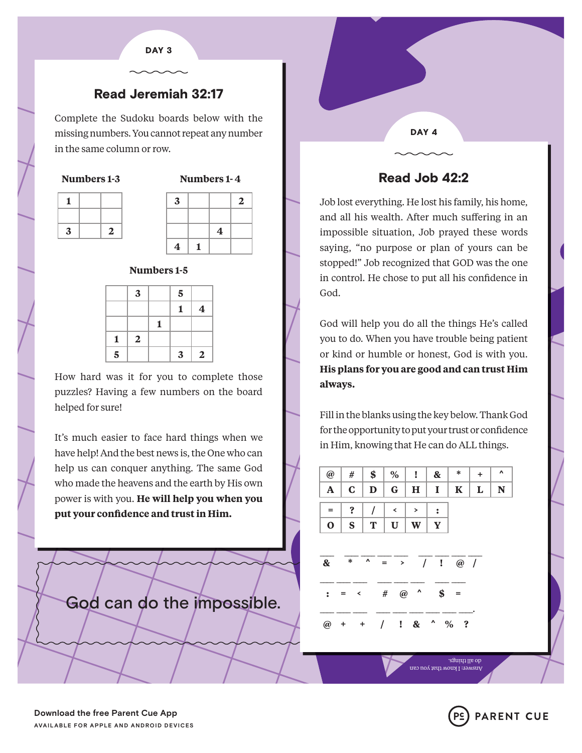DAY 3

## Read Jeremiah 32:17

Complete the Sudoku boards below with the missing numbers. You cannot repeat any number in the same column or row.

**Numbers 1-3**

| | | |
|---|---|---|
| 1 | | |
| | | |
| 3 | | 2 |

**Numbers 1- 4**

| | | | |
|---|---|---|---|
| 3 | | | 2 |
| | | | |
| | | 4 | |
| 4 | 1 | | |

**Numbers 1-5**

| | | | | |
|---|---|---|---|---|
| | 3 | | 5 | |
| | | | 1 | 4 |
| | | 1 | | |
| 1 | 2 | | | |
| 5 | | | 3 | 2 |

How hard was it for you to complete those puzzles? Having a few numbers on the board helped for sure!

It's much easier to face hard things when we have help! And the best news is, the One who can help us can conquer anything. The same God who made the heavens and the earth by His own power is with you. **He will help you when you put your confidence and trust in Him.**

God can do the impossible.

DAY 4

## Read Job 42:2

Job lost everything. He lost his family, his home, and all his wealth. After much suffering in an impossible situation, Job prayed these words saying, "no purpose or plan of yours can be stopped!" Job recognized that GOD was the one in control. He chose to put all his confidence in God.

God will help you do all the things He's called you to do. When you have trouble being patient or kind or humble or honest, God is with you. **His plans for you are good and can trust Him always.**

Fill in the blanks using the key below. Thank God for the opportunity to put your trust or confidence in Him, knowing that He can do ALL things.

| @ | # | $ | % | ! | & | * | + | ^ |
|---|---|---|---|---|---|---|---|---|
| A | C | D | G | H | I | K | L | N |

| = | ? | / | < | > | : |
|---|---|---|---|---|---|
| O | S | T | U | W | Y |

___ &nbsp; ___ ___ ___ ___ &nbsp; ___ ___ ___ ___
& &nbsp; * ^ = > &nbsp; / ! @ /

___ ___ ___ &nbsp; ___ ___ ___ &nbsp; ___ ___
: = < &nbsp; # @ ^ &nbsp; $ =

___ ___ ___ &nbsp; ___ ___ ___ ___ ___ ___.
@ + + &nbsp; / ! & ^ % ?

Answer: I know that you can do all things.

Download the free Parent Cue App

AVAILABLE FOR APPLE AND ANDROID DEVICES

PARENT CUE